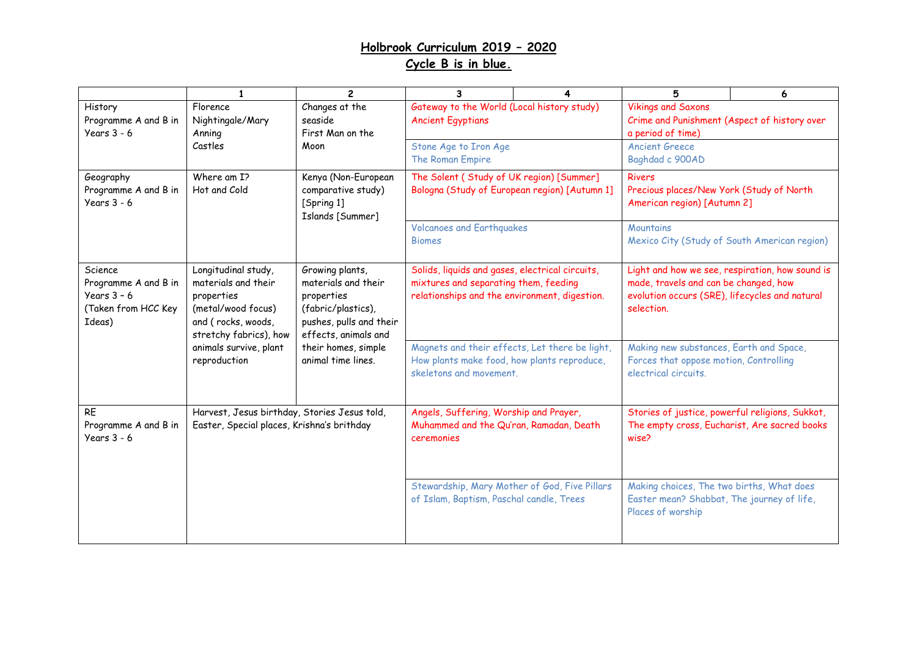# Holbrook Curriculum 2019 – 2020

## Cycle B is in blue.

| | 1 | 2 | 3 | 4 | 5 | 6 |
|---|---|---|---|---|---|---|
| History Programme A and B in Years 3 - 6 | Florence Nightingale/Mary Anning<br>Castles | Changes at the seaside<br>First Man on the Moon | Gateway to the World (Local history study)<br>Ancient Egyptians | | Vikings and Saxons<br>Crime and Punishment (Aspect of history over a period of time) | |
| | | | Stone Age to Iron Age<br>The Roman Empire | | Ancient Greece<br>Baghdad c 900AD | |
| Geography Programme A and B in Years 3 - 6 | Where am I?<br>Hot and Cold | Kenya (Non-European comparative study) [Spring 1]<br>Islands [Summer] | The Solent ( Study of UK region) [Summer]<br>Bologna (Study of European region) [Autumn 1] | | Rivers<br>Precious places/New York (Study of North American region) [Autumn 2] | |
| | | | Volcanoes and Earthquakes<br>Biomes | | Mountains<br>Mexico City (Study of South American region) | |
| Science Programme A and B in Years 3 – 6 (Taken from HCC Key Ideas) | Longitudinal study, materials and their properties (metal/wood focus) and ( rocks, woods, stretchy fabrics), how animals survive, plant reproduction | Growing plants, materials and their properties (fabric/plastics), pushes, pulls and their effects, animals and their homes, simple animal time lines. | Solids, liquids and gases, electrical circuits, mixtures and separating them, feeding relationships and the environment, digestion. | | Light and how we see, respiration, how sound is made, travels and can be changed, how evolution occurs (SRE), lifecycles and natural selection. | |
| | | | Magnets and their effects, Let there be light, How plants make food, how plants reproduce, skeletons and movement. | | Making new substances, Earth and Space, Forces that oppose motion, Controlling electrical circuits. | |
| RE Programme A and B in Years 3 - 6 | Harvest, Jesus birthday, Stories Jesus told, Easter, Special places, Krishna's brithday | | Angels, Suffering, Worship and Prayer, Muhammed and the Qu'ran, Ramadan, Death ceremonies | | Stories of justice, powerful religions, Sukkot, The empty cross, Eucharist, Are sacred books wise? | |
| | | | Stewardship, Mary Mother of God, Five Pillars of Islam, Baptism, Paschal candle, Trees | | Making choices, The two births, What does Easter mean? Shabbat, The journey of life, Places of worship | |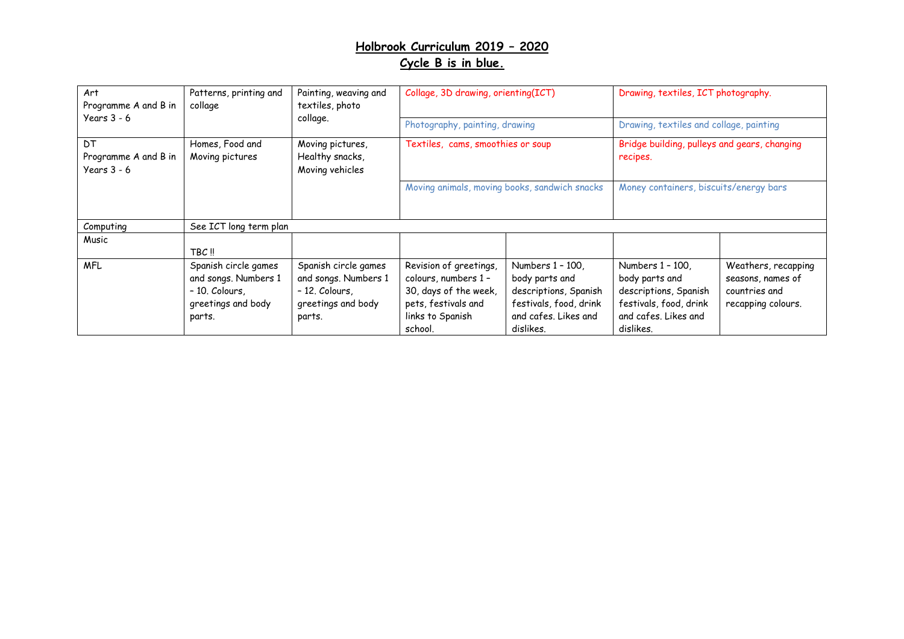**Holbrook Curriculum 2019 – 2020**

**Cycle B is in blue.**

| | | | | | | |
|---|---|---|---|---|---|---|
| Art<br>Programme A and B in Years 3 - 6 | Patterns, printing and collage | Painting, weaving and textiles, photo collage. | Collage, 3D drawing, orienting(ICT)<br><br>Photography, painting, drawing | | Drawing, textiles, ICT photography.<br><br>Drawing, textiles and collage, painting | |
| DT<br>Programme A and B in Years 3 - 6 | Homes, Food and Moving pictures | Moving pictures, Healthy snacks, Moving vehicles | Textiles, cams, smoothies or soup<br><br>Moving animals, moving books, sandwich snacks | | Bridge building, pulleys and gears, changing recipes.<br><br>Money containers, biscuits/energy bars | |
| Computing | See ICT long term plan | | | | | |
| Music | TBC !! | | | | | |
| MFL | Spanish circle games and songs. Numbers 1 – 10. Colours, greetings and body parts. | Spanish circle games and songs. Numbers 1 – 12. Colours, greetings and body parts. | Revision of greetings, colours, numbers 1 – 30, days of the week, pets, festivals and links to Spanish school. | Numbers 1 – 100, body parts and descriptions, Spanish festivals, food, drink and cafes. Likes and dislikes. | Numbers 1 – 100, body parts and descriptions, Spanish festivals, food, drink and cafes. Likes and dislikes. | Weathers, recapping seasons, names of countries and recapping colours. |